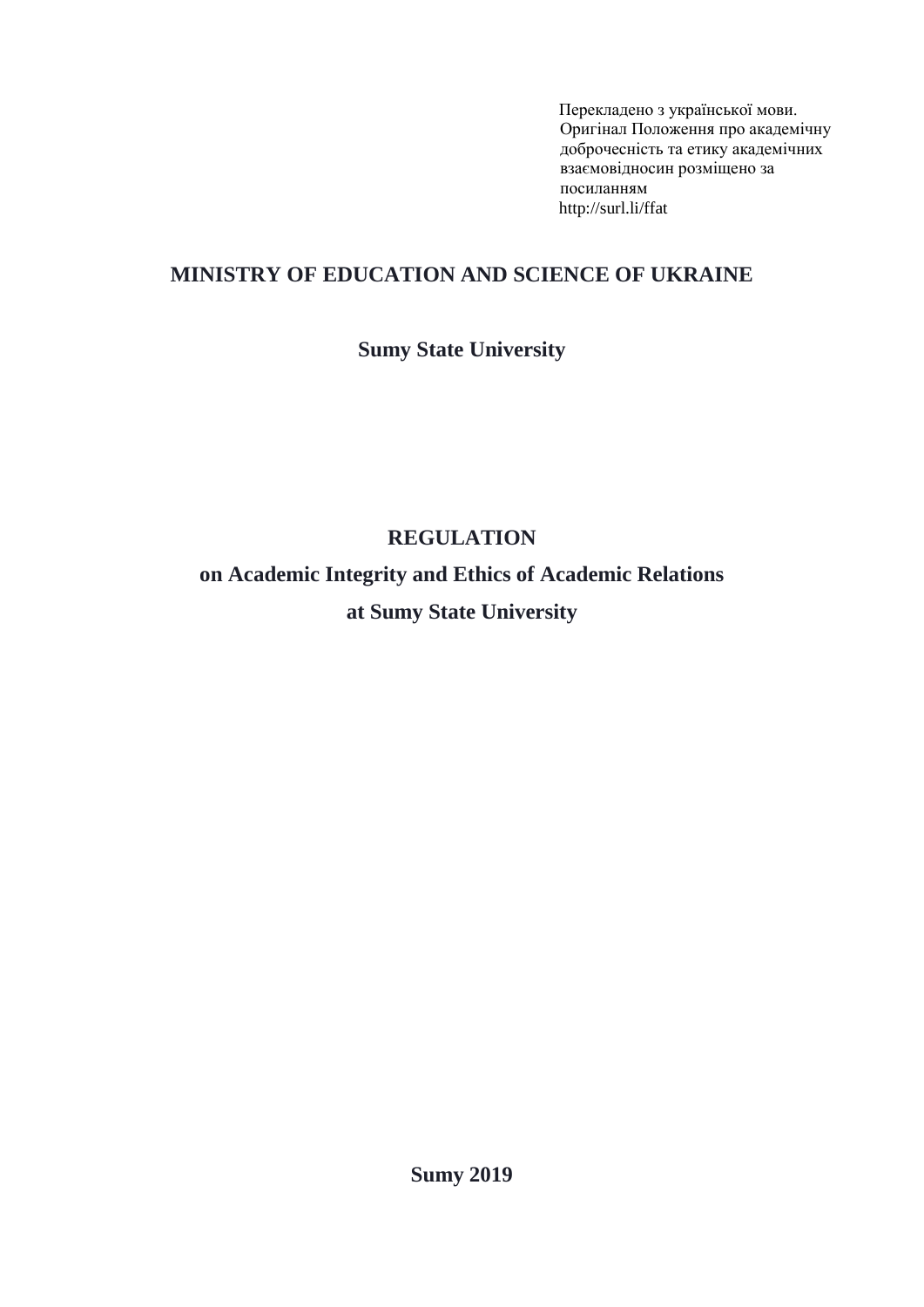Перекладено з української мови.
Оригінал Положення про академічну доброчесність та етику академічних взаємовідносин розміщено за посиланням
http://surl.li/ffat

**MINISTRY OF EDUCATION AND SCIENCE OF UKRAINE**

**Sumy State University**

# REGULATION
# on Academic Integrity and Ethics of Academic Relations
# at Sumy State University

**Sumy 2019**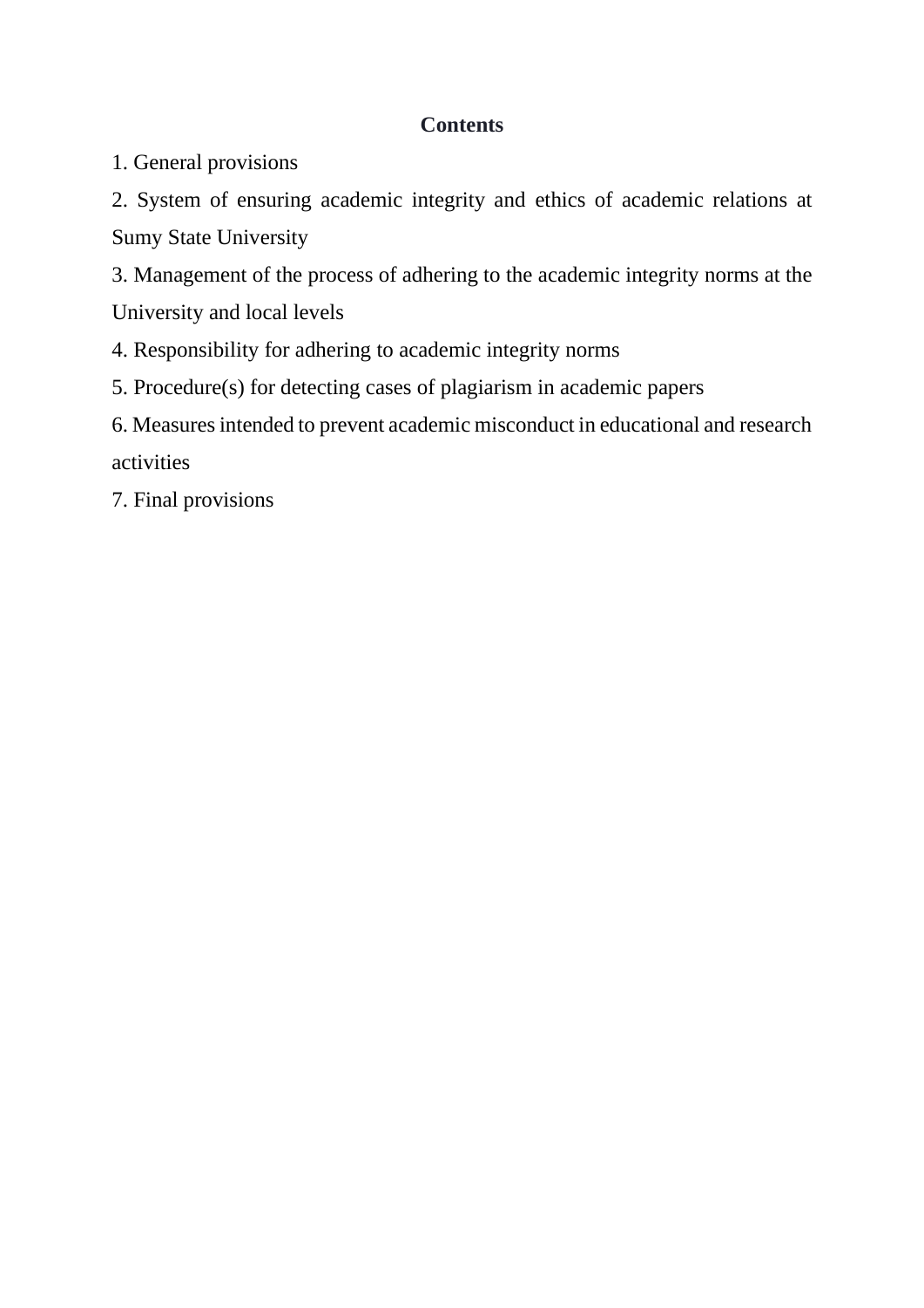## Contents

1. General provisions
2. System of ensuring academic integrity and ethics of academic relations at Sumy State University
3. Management of the process of adhering to the academic integrity norms at the University and local levels
4. Responsibility for adhering to academic integrity norms
5. Procedure(s) for detecting cases of plagiarism in academic papers
6. Measures intended to prevent academic misconduct in educational and research activities
7. Final provisions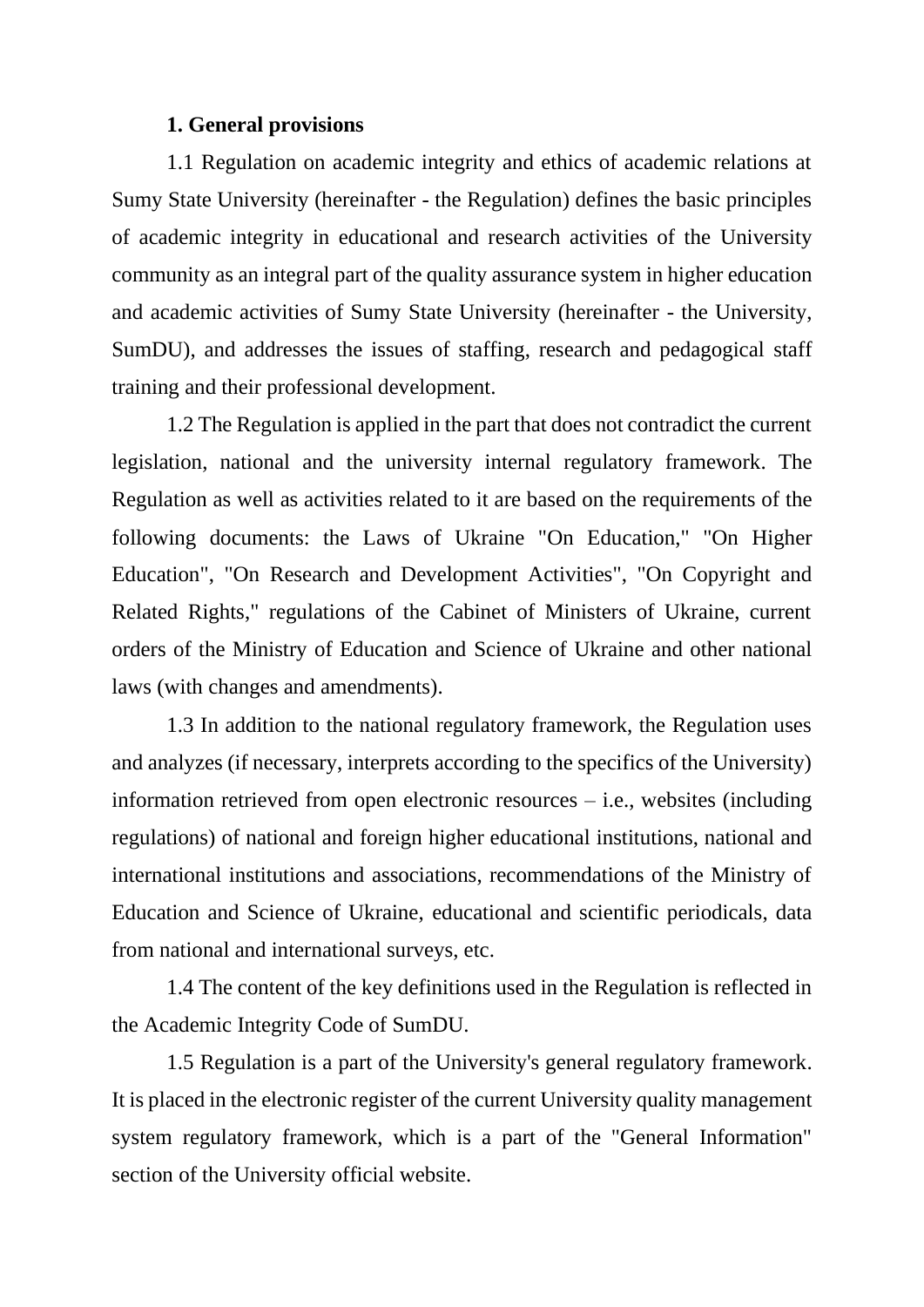## 1. General provisions

1.1 Regulation on academic integrity and ethics of academic relations at Sumy State University (hereinafter - the Regulation) defines the basic principles of academic integrity in educational and research activities of the University community as an integral part of the quality assurance system in higher education and academic activities of Sumy State University (hereinafter - the University, SumDU), and addresses the issues of staffing, research and pedagogical staff training and their professional development.

1.2 The Regulation is applied in the part that does not contradict the current legislation, national and the university internal regulatory framework. The Regulation as well as activities related to it are based on the requirements of the following documents: the Laws of Ukraine "On Education," "On Higher Education", "On Research and Development Activities", "On Copyright and Related Rights," regulations of the Cabinet of Ministers of Ukraine, current orders of the Ministry of Education and Science of Ukraine and other national laws (with changes and amendments).

1.3 In addition to the national regulatory framework, the Regulation uses and analyzes (if necessary, interprets according to the specifics of the University) information retrieved from open electronic resources – i.e., websites (including regulations) of national and foreign higher educational institutions, national and international institutions and associations, recommendations of the Ministry of Education and Science of Ukraine, educational and scientific periodicals, data from national and international surveys, etc.

1.4 The content of the key definitions used in the Regulation is reflected in the Academic Integrity Code of SumDU.

1.5 Regulation is a part of the University's general regulatory framework. It is placed in the electronic register of the current University quality management system regulatory framework, which is a part of the "General Information" section of the University official website.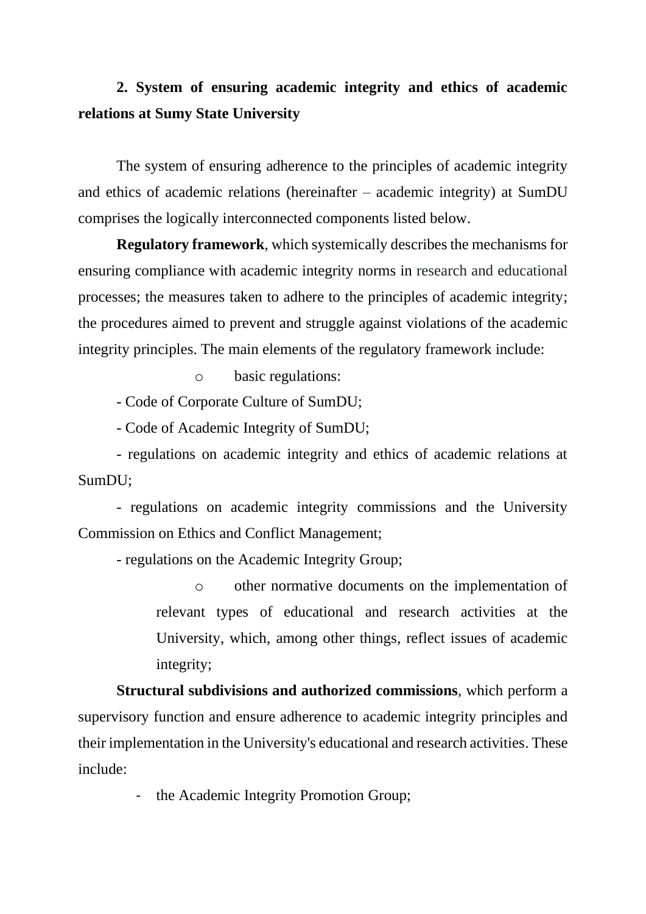## 2. System of ensuring academic integrity and ethics of academic relations at Sumy State University

The system of ensuring adherence to the principles of academic integrity and ethics of academic relations (hereinafter – academic integrity) at SumDU comprises the logically interconnected components listed below.

**Regulatory framework**, which systemically describes the mechanisms for ensuring compliance with academic integrity norms in research and educational processes; the measures taken to adhere to the principles of academic integrity; the procedures aimed to prevent and struggle against violations of the academic integrity principles. The main elements of the regulatory framework include:

- basic regulations:

- Code of Corporate Culture of SumDU;

- Code of Academic Integrity of SumDU;

- regulations on academic integrity and ethics of academic relations at SumDU;

- regulations on academic integrity commissions and the University Commission on Ethics and Conflict Management;

- regulations on the Academic Integrity Group;

- other normative documents on the implementation of relevant types of educational and research activities at the University, which, among other things, reflect issues of academic integrity;

**Structural subdivisions and authorized commissions**, which perform a supervisory function and ensure adherence to academic integrity principles and their implementation in the University's educational and research activities. These include:

- the Academic Integrity Promotion Group;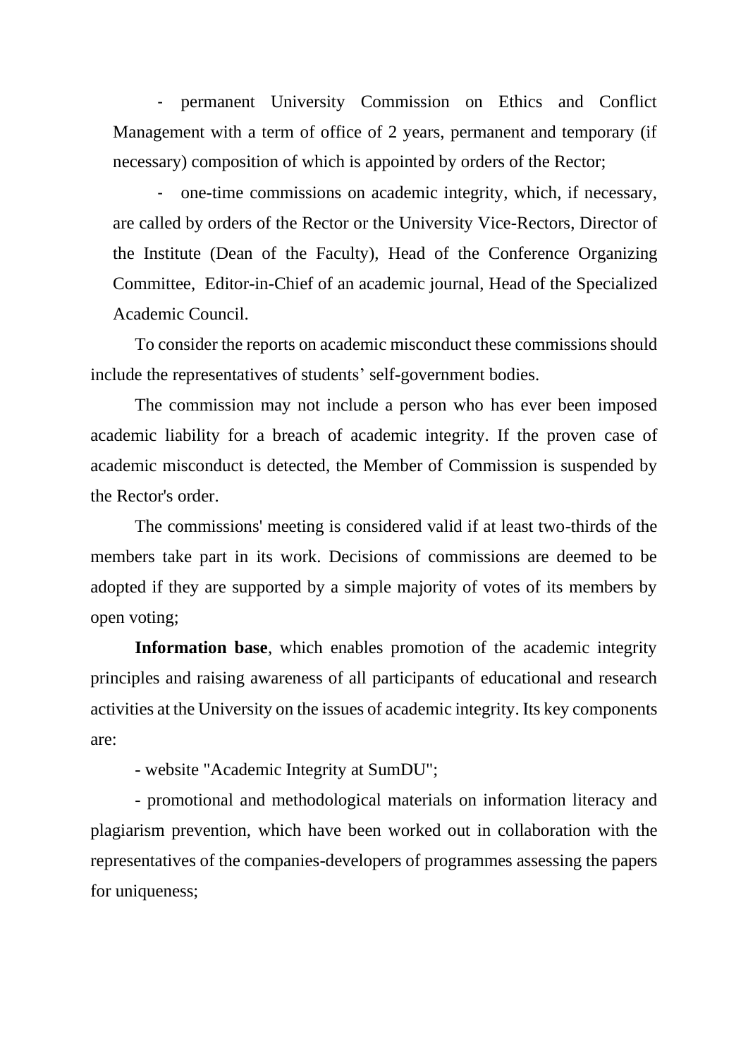- permanent University Commission on Ethics and Conflict Management with a term of office of 2 years, permanent and temporary (if necessary) composition of which is appointed by orders of the Rector;

- one-time commissions on academic integrity, which, if necessary, are called by orders of the Rector or the University Vice-Rectors, Director of the Institute (Dean of the Faculty), Head of the Conference Organizing Committee, Editor-in-Chief of an academic journal, Head of the Specialized Academic Council.

To consider the reports on academic misconduct these commissions should include the representatives of students' self-government bodies.

The commission may not include a person who has ever been imposed academic liability for a breach of academic integrity. If the proven case of academic misconduct is detected, the Member of Commission is suspended by the Rector's order.

The commissions' meeting is considered valid if at least two-thirds of the members take part in its work. Decisions of commissions are deemed to be adopted if they are supported by a simple majority of votes of its members by open voting;

**Information base**, which enables promotion of the academic integrity principles and raising awareness of all participants of educational and research activities at the University on the issues of academic integrity. Its key components are:

- website "Academic Integrity at SumDU";

- promotional and methodological materials on information literacy and plagiarism prevention, which have been worked out in collaboration with the representatives of the companies-developers of programmes assessing the papers for uniqueness;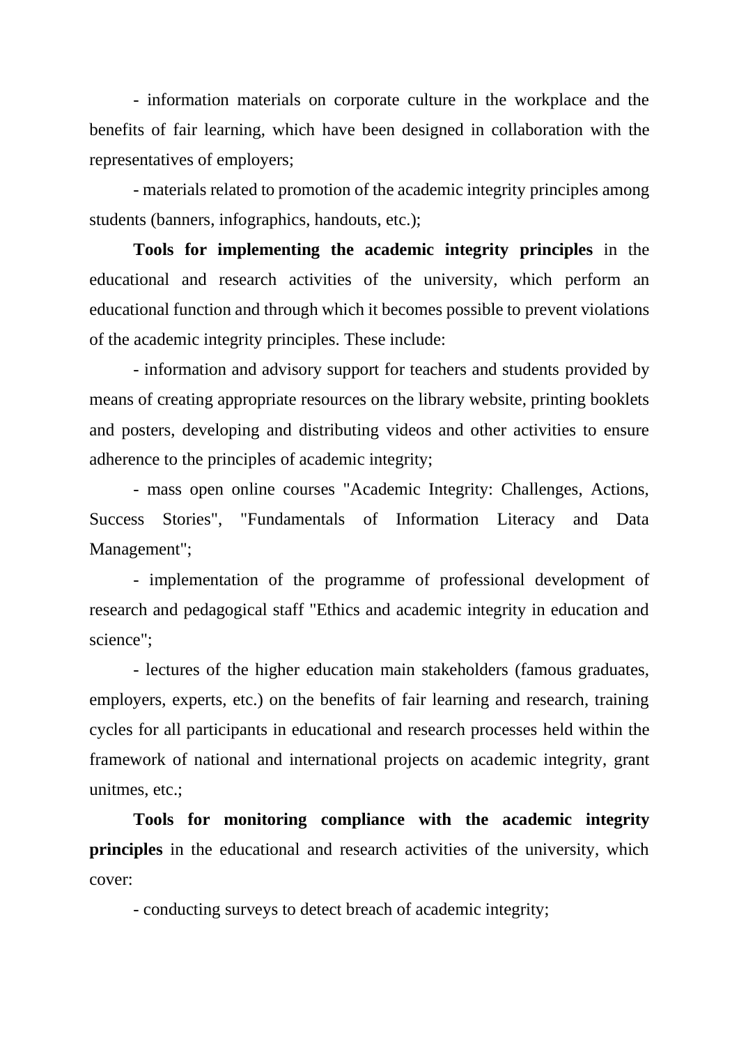- information materials on corporate culture in the workplace and the benefits of fair learning, which have been designed in collaboration with the representatives of employers;

- materials related to promotion of the academic integrity principles among students (banners, infographics, handouts, etc.);

**Tools for implementing the academic integrity principles** in the educational and research activities of the university, which perform an educational function and through which it becomes possible to prevent violations of the academic integrity principles. These include:

- information and advisory support for teachers and students provided by means of creating appropriate resources on the library website, printing booklets and posters, developing and distributing videos and other activities to ensure adherence to the principles of academic integrity;

- mass open online courses "Academic Integrity: Challenges, Actions, Success Stories", "Fundamentals of Information Literacy and Data Management";

- implementation of the programme of professional development of research and pedagogical staff "Ethics and academic integrity in education and science";

- lectures of the higher education main stakeholders (famous graduates, employers, experts, etc.) on the benefits of fair learning and research, training cycles for all participants in educational and research processes held within the framework of national and international projects on academic integrity, grant unitmes, etc.;

**Tools for monitoring compliance with the academic integrity principles** in the educational and research activities of the university, which cover:

- conducting surveys to detect breach of academic integrity;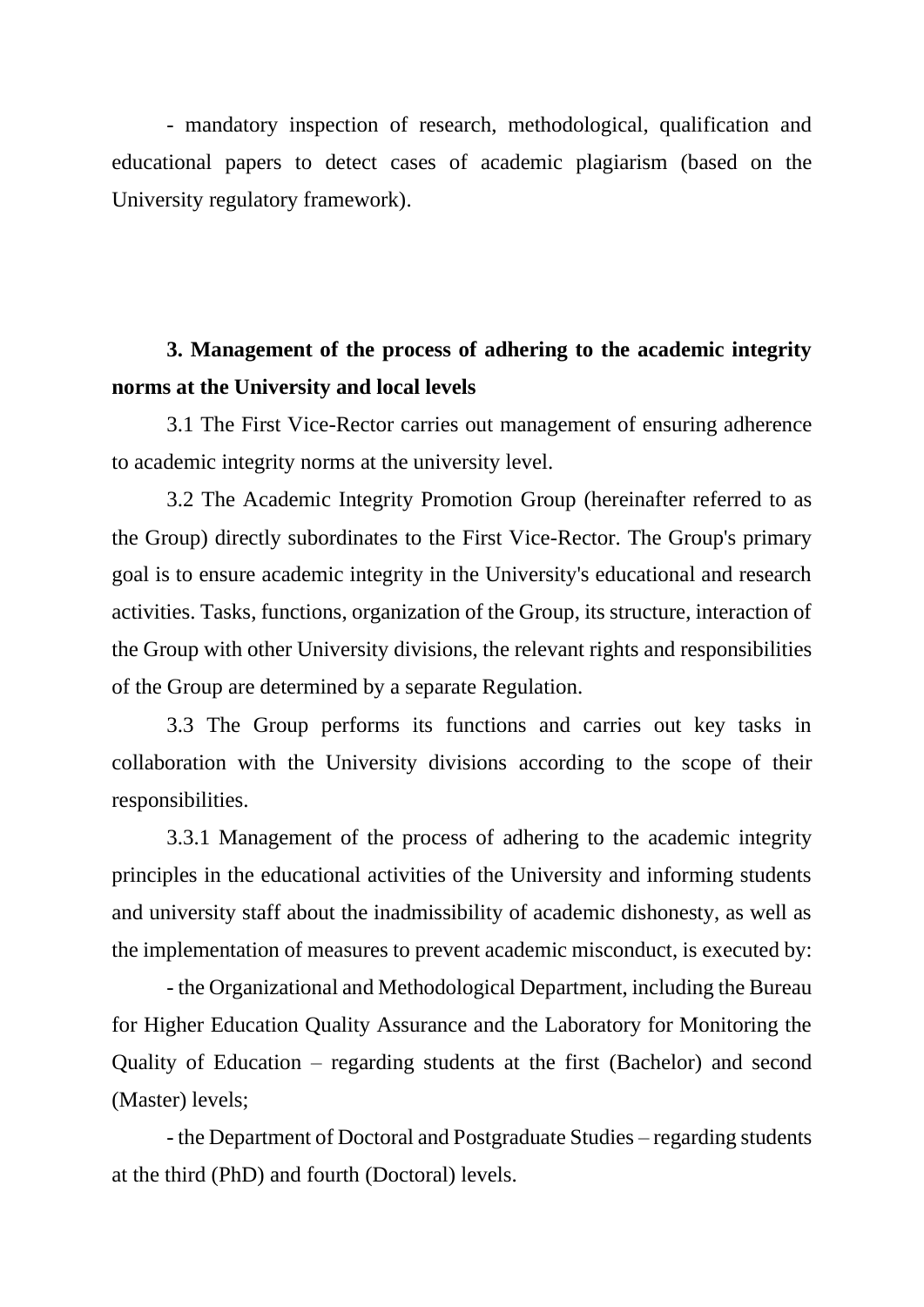- mandatory inspection of research, methodological, qualification and educational papers to detect cases of academic plagiarism (based on the University regulatory framework).

## 3. Management of the process of adhering to the academic integrity norms at the University and local levels

3.1 The First Vice-Rector carries out management of ensuring adherence to academic integrity norms at the university level.

3.2 The Academic Integrity Promotion Group (hereinafter referred to as the Group) directly subordinates to the First Vice-Rector. The Group's primary goal is to ensure academic integrity in the University's educational and research activities. Tasks, functions, organization of the Group, its structure, interaction of the Group with other University divisions, the relevant rights and responsibilities of the Group are determined by a separate Regulation.

3.3 The Group performs its functions and carries out key tasks in collaboration with the University divisions according to the scope of their responsibilities.

3.3.1 Management of the process of adhering to the academic integrity principles in the educational activities of the University and informing students and university staff about the inadmissibility of academic dishonesty, as well as the implementation of measures to prevent academic misconduct, is executed by:

- the Organizational and Methodological Department, including the Bureau for Higher Education Quality Assurance and the Laboratory for Monitoring the Quality of Education – regarding students at the first (Bachelor) and second (Master) levels;

- the Department of Doctoral and Postgraduate Studies – regarding students at the third (PhD) and fourth (Doctoral) levels.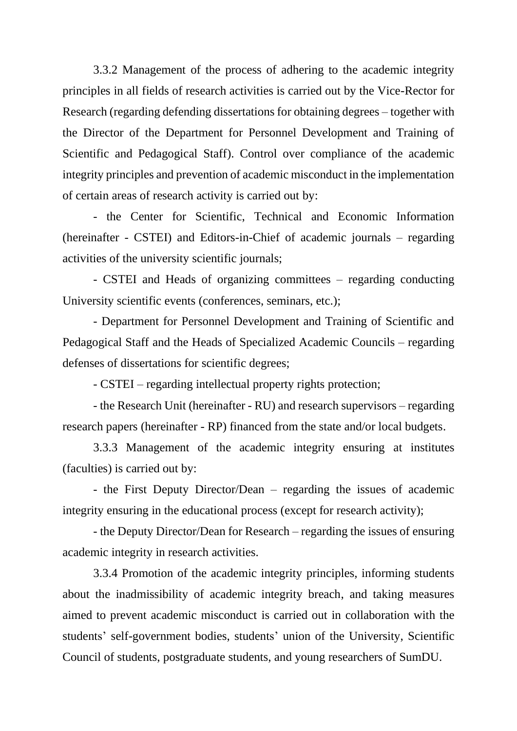3.3.2 Management of the process of adhering to the academic integrity principles in all fields of research activities is carried out by the Vice-Rector for Research (regarding defending dissertations for obtaining degrees – together with the Director of the Department for Personnel Development and Training of Scientific and Pedagogical Staff). Control over compliance of the academic integrity principles and prevention of academic misconduct in the implementation of certain areas of research activity is carried out by:

- the Center for Scientific, Technical and Economic Information (hereinafter - CSTEI) and Editors-in-Chief of academic journals – regarding activities of the university scientific journals;

- CSTEI and Heads of organizing committees – regarding conducting University scientific events (conferences, seminars, etc.);

- Department for Personnel Development and Training of Scientific and Pedagogical Staff and the Heads of Specialized Academic Councils – regarding defenses of dissertations for scientific degrees;

- CSTEI – regarding intellectual property rights protection;

- the Research Unit (hereinafter - RU) and research supervisors – regarding research papers (hereinafter - RP) financed from the state and/or local budgets.

3.3.3 Management of the academic integrity ensuring at institutes (faculties) is carried out by:

- the First Deputy Director/Dean – regarding the issues of academic integrity ensuring in the educational process (except for research activity);

- the Deputy Director/Dean for Research – regarding the issues of ensuring academic integrity in research activities.

3.3.4 Promotion of the academic integrity principles, informing students about the inadmissibility of academic integrity breach, and taking measures aimed to prevent academic misconduct is carried out in collaboration with the students' self-government bodies, students' union of the University, Scientific Council of students, postgraduate students, and young researchers of SumDU.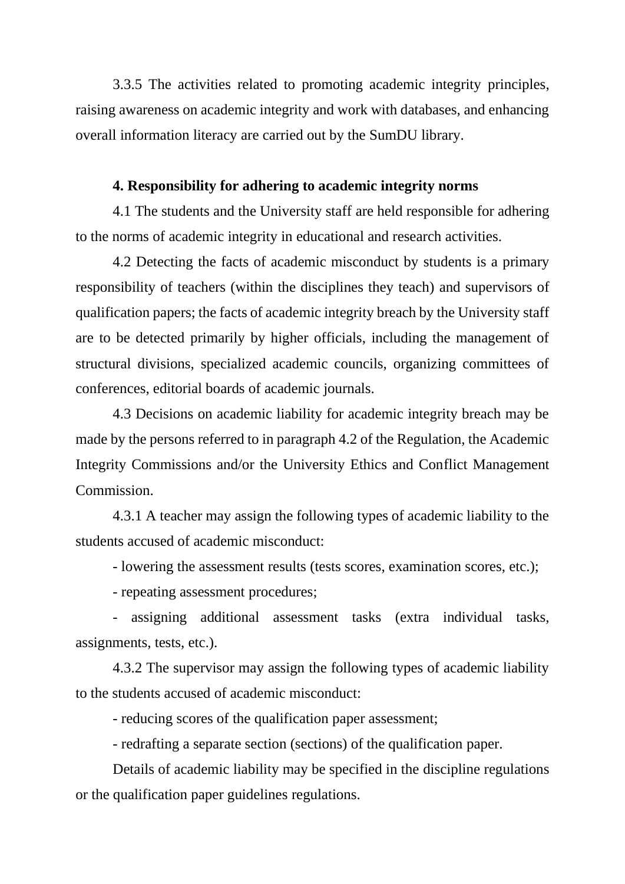3.3.5 The activities related to promoting academic integrity principles, raising awareness on academic integrity and work with databases, and enhancing overall information literacy are carried out by the SumDU library.

**4. Responsibility for adhering to academic integrity norms**

4.1 The students and the University staff are held responsible for adhering to the norms of academic integrity in educational and research activities.

4.2 Detecting the facts of academic misconduct by students is a primary responsibility of teachers (within the disciplines they teach) and supervisors of qualification papers; the facts of academic integrity breach by the University staff are to be detected primarily by higher officials, including the management of structural divisions, specialized academic councils, organizing committees of conferences, editorial boards of academic journals.

4.3 Decisions on academic liability for academic integrity breach may be made by the persons referred to in paragraph 4.2 of the Regulation, the Academic Integrity Commissions and/or the University Ethics and Conflict Management Commission.

4.3.1 A teacher may assign the following types of academic liability to the students accused of academic misconduct:

- lowering the assessment results (tests scores, examination scores, etc.);
- repeating assessment procedures;
- assigning additional assessment tasks (extra individual tasks, assignments, tests, etc.).

4.3.2 The supervisor may assign the following types of academic liability to the students accused of academic misconduct:

- reducing scores of the qualification paper assessment;
- redrafting a separate section (sections) of the qualification paper.

Details of academic liability may be specified in the discipline regulations or the qualification paper guidelines regulations.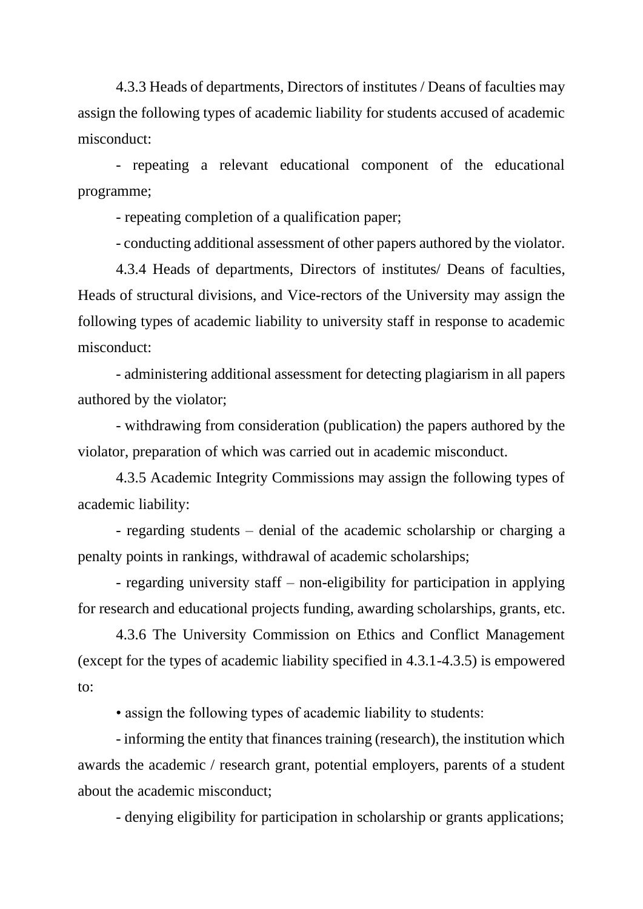4.3.3 Heads of departments, Directors of institutes / Deans of faculties may assign the following types of academic liability for students accused of academic misconduct:

- repeating a relevant educational component of the educational programme;

- repeating completion of a qualification paper;

- conducting additional assessment of other papers authored by the violator.

4.3.4 Heads of departments, Directors of institutes/ Deans of faculties, Heads of structural divisions, and Vice-rectors of the University may assign the following types of academic liability to university staff in response to academic misconduct:

- administering additional assessment for detecting plagiarism in all papers authored by the violator;

- withdrawing from consideration (publication) the papers authored by the violator, preparation of which was carried out in academic misconduct.

4.3.5 Academic Integrity Commissions may assign the following types of academic liability:

- regarding students – denial of the academic scholarship or charging a penalty points in rankings, withdrawal of academic scholarships;

- regarding university staff – non-eligibility for participation in applying for research and educational projects funding, awarding scholarships, grants, etc.

4.3.6 The University Commission on Ethics and Conflict Management (except for the types of academic liability specified in 4.3.1-4.3.5) is empowered to:

• assign the following types of academic liability to students:

- informing the entity that finances training (research), the institution which awards the academic / research grant, potential employers, parents of a student about the academic misconduct;

- denying eligibility for participation in scholarship or grants applications;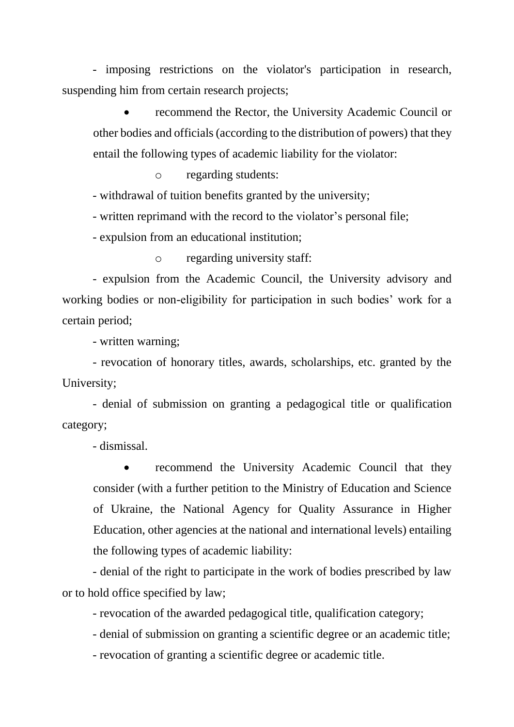- imposing restrictions on the violator's participation in research, suspending him from certain research projects;

- recommend the Rector, the University Academic Council or other bodies and officials (according to the distribution of powers) that they entail the following types of academic liability for the violator:
  - regarding students:

- withdrawal of tuition benefits granted by the university;

- written reprimand with the record to the violator’s personal file;

- expulsion from an educational institution;

  - regarding university staff:

- expulsion from the Academic Council, the University advisory and working bodies or non-eligibility for participation in such bodies’ work for a certain period;

- written warning;

- revocation of honorary titles, awards, scholarships, etc. granted by the University;

- denial of submission on granting a pedagogical title or qualification category;

- dismissal.

- recommend the University Academic Council that they consider (with a further petition to the Ministry of Education and Science of Ukraine, the National Agency for Quality Assurance in Higher Education, other agencies at the national and international levels) entailing the following types of academic liability:

- denial of the right to participate in the work of bodies prescribed by law or to hold office specified by law;

- revocation of the awarded pedagogical title, qualification category;

- denial of submission on granting a scientific degree or an academic title;

- revocation of granting a scientific degree or academic title.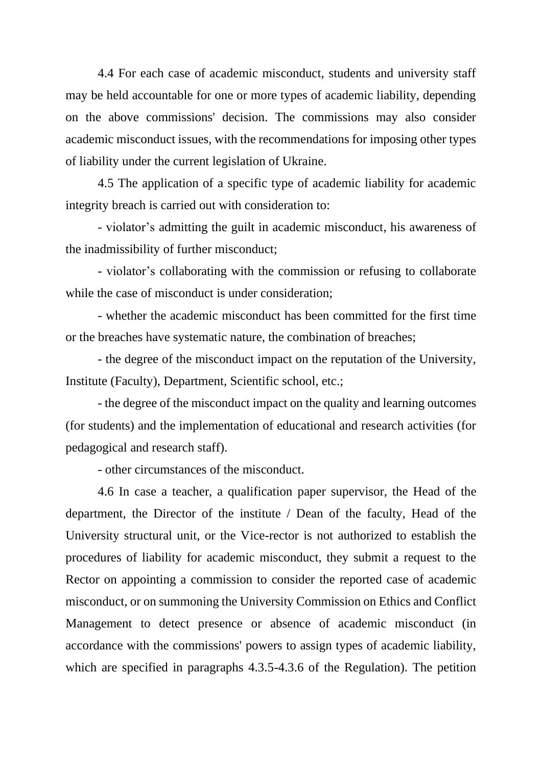4.4 For each case of academic misconduct, students and university staff may be held accountable for one or more types of academic liability, depending on the above commissions' decision. The commissions may also consider academic misconduct issues, with the recommendations for imposing other types of liability under the current legislation of Ukraine.

4.5 The application of a specific type of academic liability for academic integrity breach is carried out with consideration to:

- violator's admitting the guilt in academic misconduct, his awareness of the inadmissibility of further misconduct;

- violator's collaborating with the commission or refusing to collaborate while the case of misconduct is under consideration;

- whether the academic misconduct has been committed for the first time or the breaches have systematic nature, the combination of breaches;

- the degree of the misconduct impact on the reputation of the University, Institute (Faculty), Department, Scientific school, etc.;

- the degree of the misconduct impact on the quality and learning outcomes (for students) and the implementation of educational and research activities (for pedagogical and research staff).

- other circumstances of the misconduct.

4.6 In case a teacher, a qualification paper supervisor, the Head of the department, the Director of the institute / Dean of the faculty, Head of the University structural unit, or the Vice-rector is not authorized to establish the procedures of liability for academic misconduct, they submit a request to the Rector on appointing a commission to consider the reported case of academic misconduct, or on summoning the University Commission on Ethics and Conflict Management to detect presence or absence of academic misconduct (in accordance with the commissions' powers to assign types of academic liability, which are specified in paragraphs 4.3.5-4.3.6 of the Regulation). The petition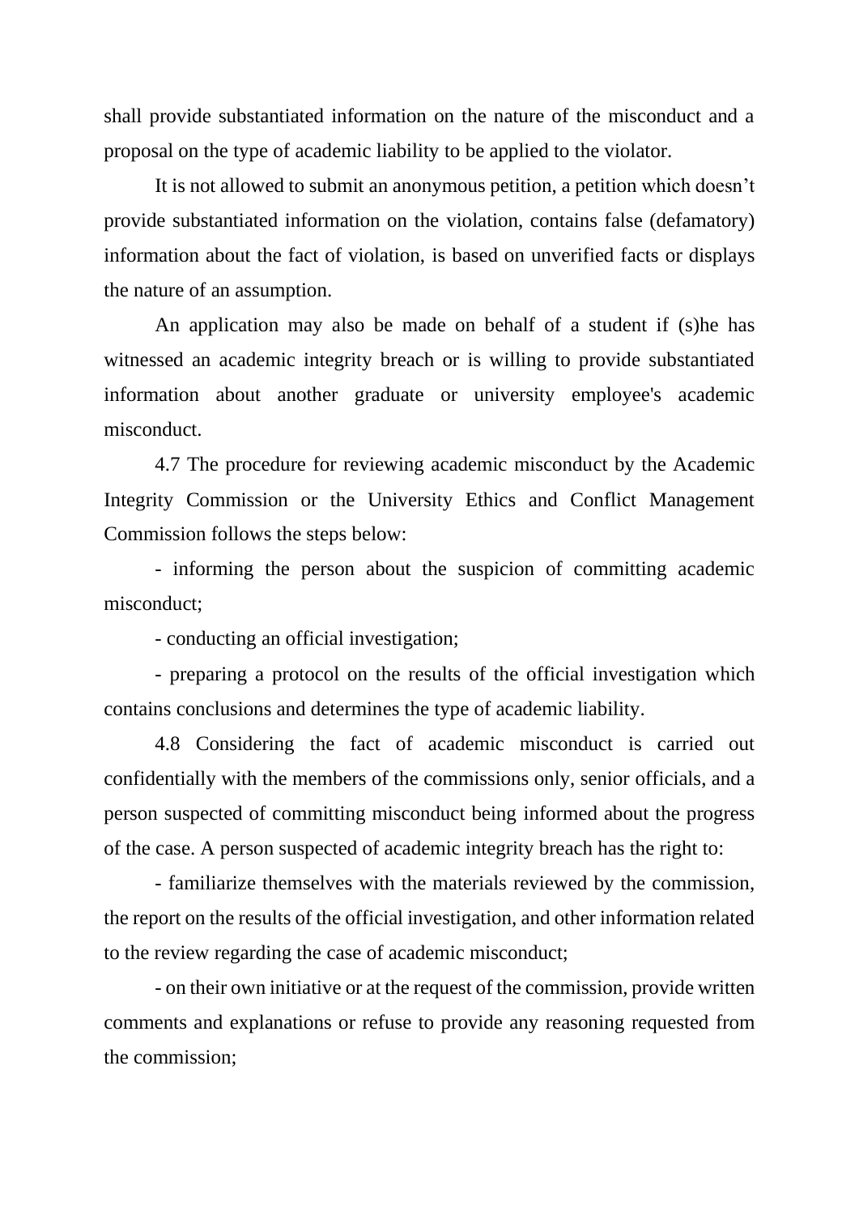shall provide substantiated information on the nature of the misconduct and a proposal on the type of academic liability to be applied to the violator.

It is not allowed to submit an anonymous petition, a petition which doesn't provide substantiated information on the violation, contains false (defamatory) information about the fact of violation, is based on unverified facts or displays the nature of an assumption.

An application may also be made on behalf of a student if (s)he has witnessed an academic integrity breach or is willing to provide substantiated information about another graduate or university employee's academic misconduct.

4.7 The procedure for reviewing academic misconduct by the Academic Integrity Commission or the University Ethics and Conflict Management Commission follows the steps below:

- informing the person about the suspicion of committing academic misconduct;
- conducting an official investigation;
- preparing a protocol on the results of the official investigation which contains conclusions and determines the type of academic liability.

4.8 Considering the fact of academic misconduct is carried out confidentially with the members of the commissions only, senior officials, and a person suspected of committing misconduct being informed about the progress of the case. A person suspected of academic integrity breach has the right to:

- familiarize themselves with the materials reviewed by the commission, the report on the results of the official investigation, and other information related to the review regarding the case of academic misconduct;
- on their own initiative or at the request of the commission, provide written comments and explanations or refuse to provide any reasoning requested from the commission;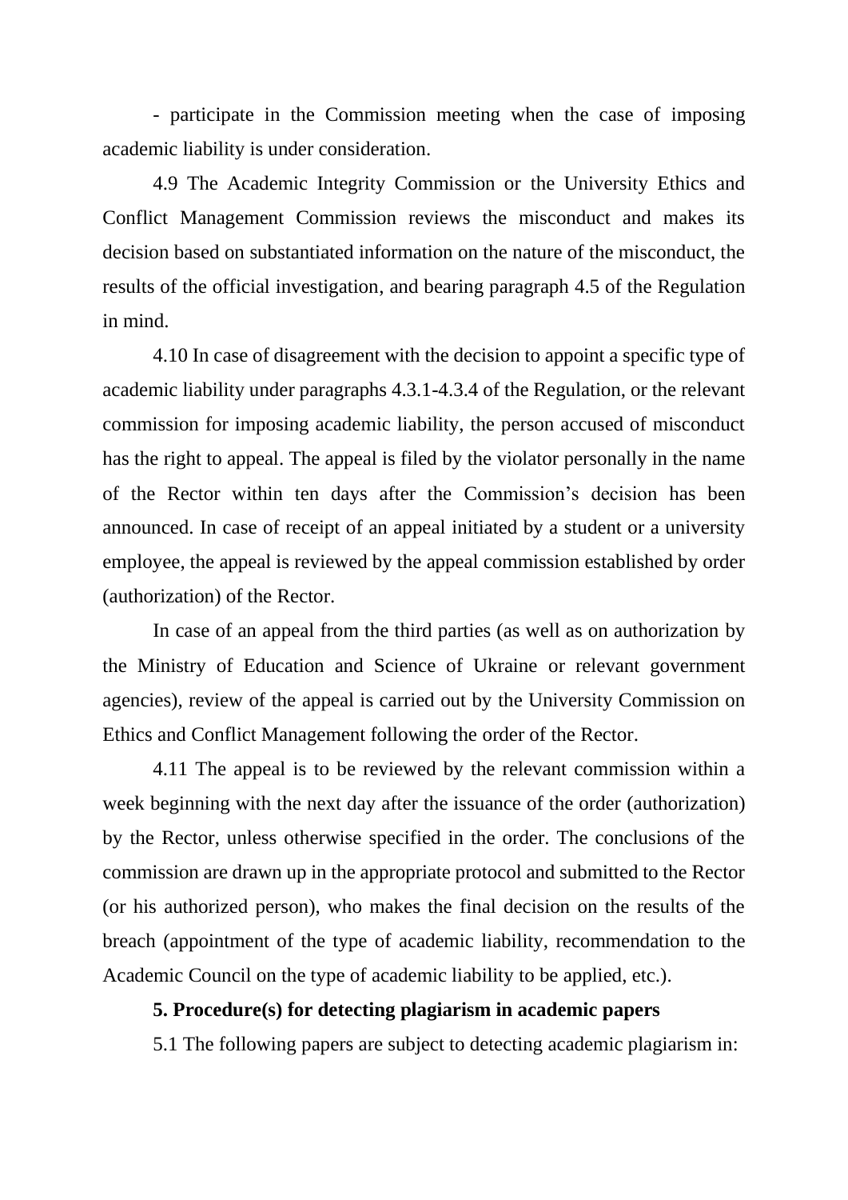- participate in the Commission meeting when the case of imposing academic liability is under consideration.

4.9 The Academic Integrity Commission or the University Ethics and Conflict Management Commission reviews the misconduct and makes its decision based on substantiated information on the nature of the misconduct, the results of the official investigation, and bearing paragraph 4.5 of the Regulation in mind.

4.10 In case of disagreement with the decision to appoint a specific type of academic liability under paragraphs 4.3.1-4.3.4 of the Regulation, or the relevant commission for imposing academic liability, the person accused of misconduct has the right to appeal. The appeal is filed by the violator personally in the name of the Rector within ten days after the Commission's decision has been announced. In case of receipt of an appeal initiated by a student or a university employee, the appeal is reviewed by the appeal commission established by order (authorization) of the Rector.

In case of an appeal from the third parties (as well as on authorization by the Ministry of Education and Science of Ukraine or relevant government agencies), review of the appeal is carried out by the University Commission on Ethics and Conflict Management following the order of the Rector.

4.11 The appeal is to be reviewed by the relevant commission within a week beginning with the next day after the issuance of the order (authorization) by the Rector, unless otherwise specified in the order. The conclusions of the commission are drawn up in the appropriate protocol and submitted to the Rector (or his authorized person), who makes the final decision on the results of the breach (appointment of the type of academic liability, recommendation to the Academic Council on the type of academic liability to be applied, etc.).

## 5. Procedure(s) for detecting plagiarism in academic papers

5.1 The following papers are subject to detecting academic plagiarism in: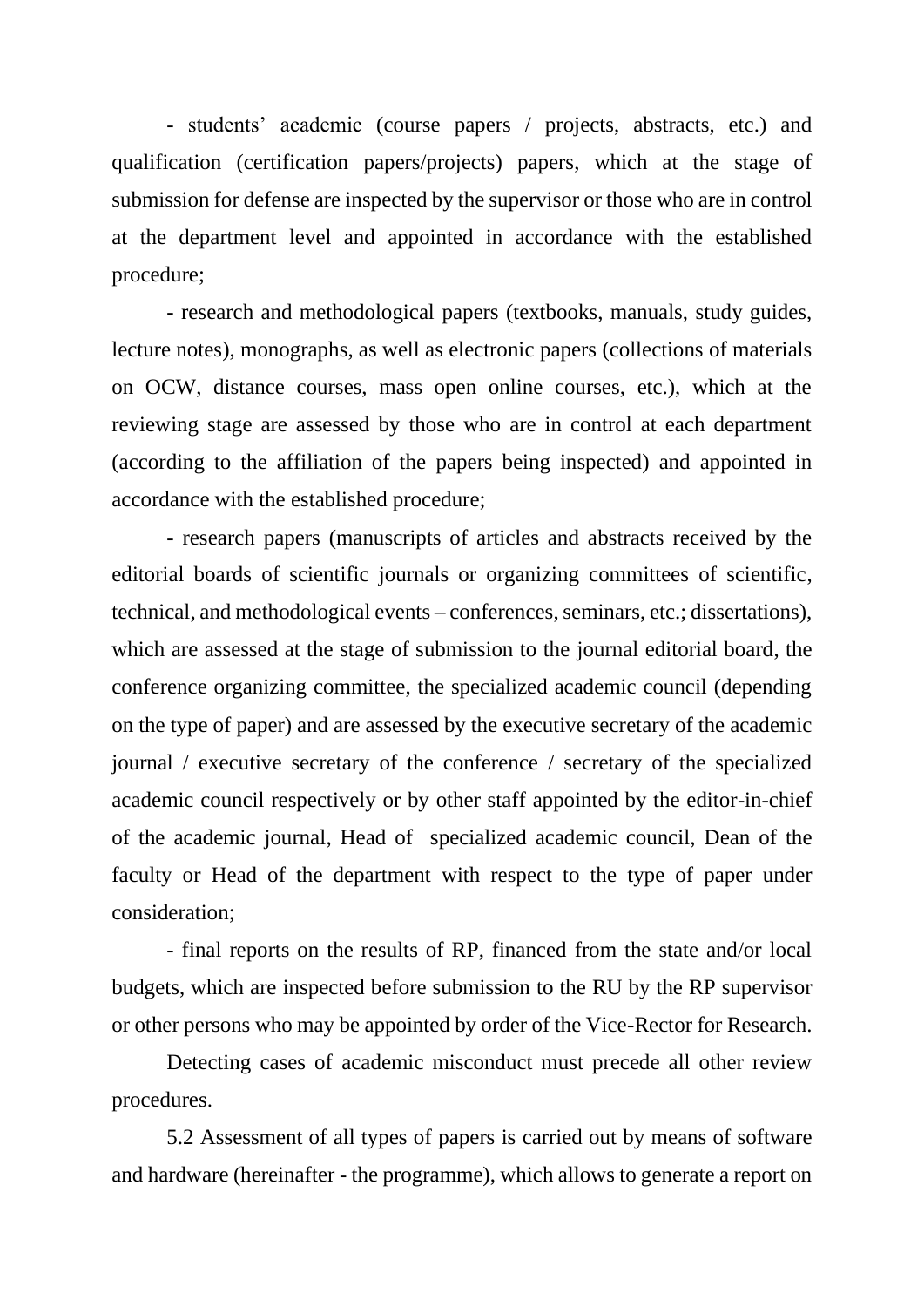- students' academic (course papers / projects, abstracts, etc.) and qualification (certification papers/projects) papers, which at the stage of submission for defense are inspected by the supervisor or those who are in control at the department level and appointed in accordance with the established procedure;

- research and methodological papers (textbooks, manuals, study guides, lecture notes), monographs, as well as electronic papers (collections of materials on OCW, distance courses, mass open online courses, etc.), which at the reviewing stage are assessed by those who are in control at each department (according to the affiliation of the papers being inspected) and appointed in accordance with the established procedure;

- research papers (manuscripts of articles and abstracts received by the editorial boards of scientific journals or organizing committees of scientific, technical, and methodological events – conferences, seminars, etc.; dissertations), which are assessed at the stage of submission to the journal editorial board, the conference organizing committee, the specialized academic council (depending on the type of paper) and are assessed by the executive secretary of the academic journal / executive secretary of the conference / secretary of the specialized academic council respectively or by other staff appointed by the editor-in-chief of the academic journal, Head of specialized academic council, Dean of the faculty or Head of the department with respect to the type of paper under consideration;

- final reports on the results of RP, financed from the state and/or local budgets, which are inspected before submission to the RU by the RP supervisor or other persons who may be appointed by order of the Vice-Rector for Research.

Detecting cases of academic misconduct must precede all other review procedures.

5.2 Assessment of all types of papers is carried out by means of software and hardware (hereinafter - the programme), which allows to generate a report on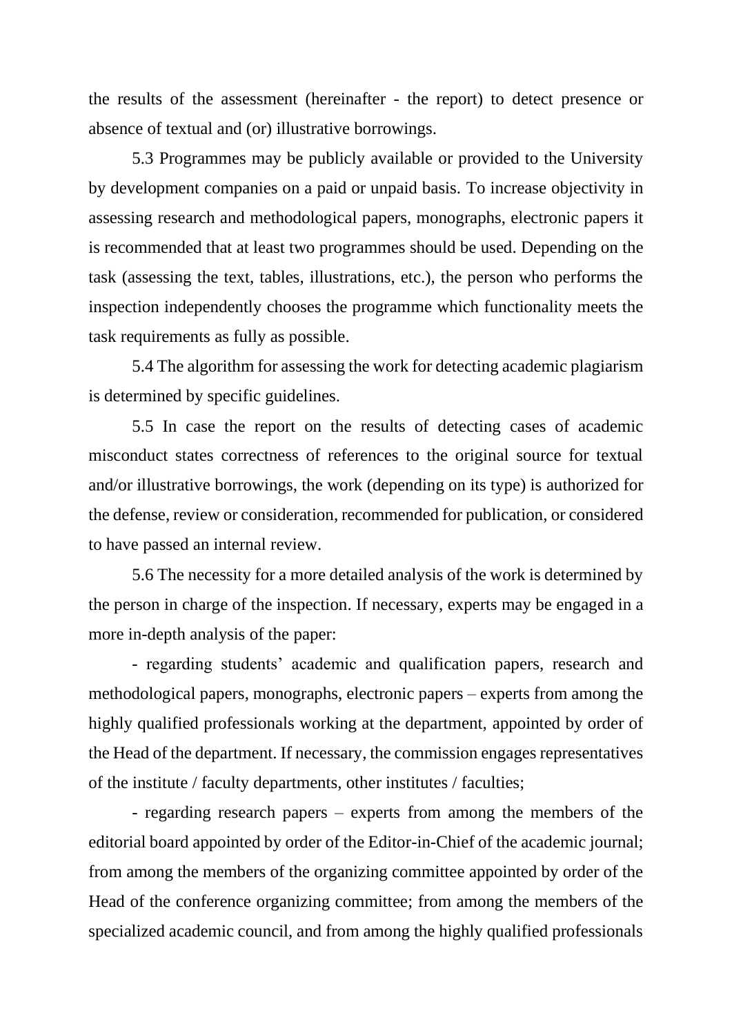the results of the assessment (hereinafter - the report) to detect presence or absence of textual and (or) illustrative borrowings.

5.3 Programmes may be publicly available or provided to the University by development companies on a paid or unpaid basis. To increase objectivity in assessing research and methodological papers, monographs, electronic papers it is recommended that at least two programmes should be used. Depending on the task (assessing the text, tables, illustrations, etc.), the person who performs the inspection independently chooses the programme which functionality meets the task requirements as fully as possible.

5.4 The algorithm for assessing the work for detecting academic plagiarism is determined by specific guidelines.

5.5 In case the report on the results of detecting cases of academic misconduct states correctness of references to the original source for textual and/or illustrative borrowings, the work (depending on its type) is authorized for the defense, review or consideration, recommended for publication, or considered to have passed an internal review.

5.6 The necessity for a more detailed analysis of the work is determined by the person in charge of the inspection. If necessary, experts may be engaged in a more in-depth analysis of the paper:

- regarding students' academic and qualification papers, research and methodological papers, monographs, electronic papers – experts from among the highly qualified professionals working at the department, appointed by order of the Head of the department. If necessary, the commission engages representatives of the institute / faculty departments, other institutes / faculties;

- regarding research papers – experts from among the members of the editorial board appointed by order of the Editor-in-Chief of the academic journal; from among the members of the organizing committee appointed by order of the Head of the conference organizing committee; from among the members of the specialized academic council, and from among the highly qualified professionals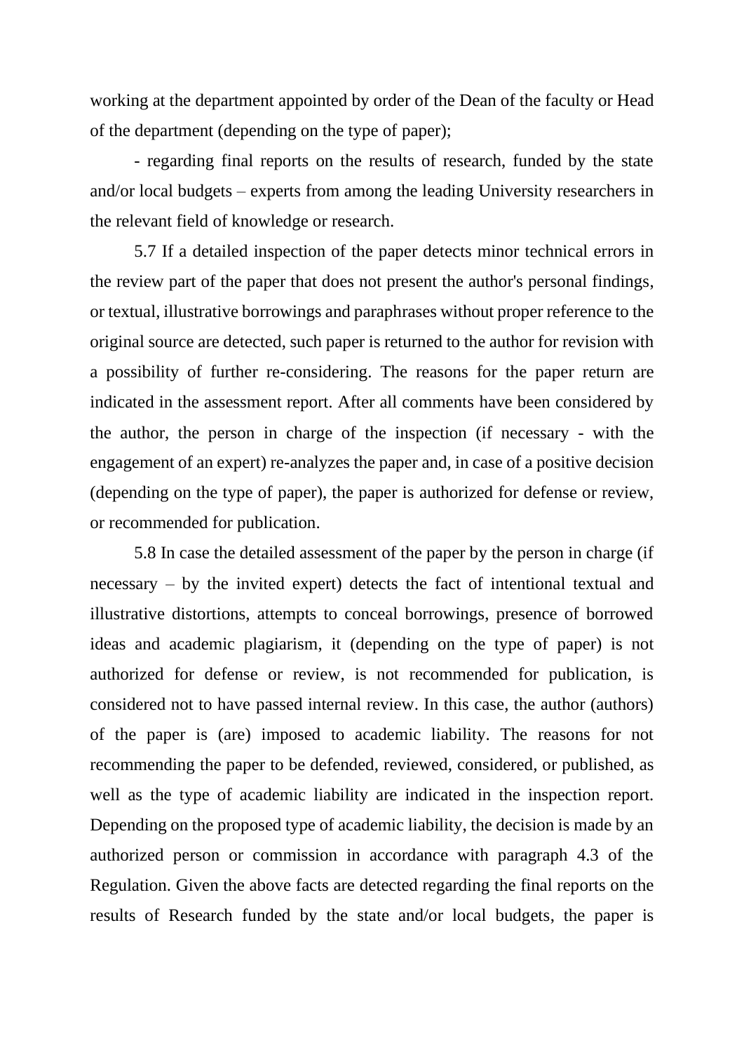working at the department appointed by order of the Dean of the faculty or Head of the department (depending on the type of paper);

- regarding final reports on the results of research, funded by the state and/or local budgets – experts from among the leading University researchers in the relevant field of knowledge or research.

5.7 If a detailed inspection of the paper detects minor technical errors in the review part of the paper that does not present the author's personal findings, or textual, illustrative borrowings and paraphrases without proper reference to the original source are detected, such paper is returned to the author for revision with a possibility of further re-considering. The reasons for the paper return are indicated in the assessment report. After all comments have been considered by the author, the person in charge of the inspection (if necessary - with the engagement of an expert) re-analyzes the paper and, in case of a positive decision (depending on the type of paper), the paper is authorized for defense or review, or recommended for publication.

5.8 In case the detailed assessment of the paper by the person in charge (if necessary – by the invited expert) detects the fact of intentional textual and illustrative distortions, attempts to conceal borrowings, presence of borrowed ideas and academic plagiarism, it (depending on the type of paper) is not authorized for defense or review, is not recommended for publication, is considered not to have passed internal review. In this case, the author (authors) of the paper is (are) imposed to academic liability. The reasons for not recommending the paper to be defended, reviewed, considered, or published, as well as the type of academic liability are indicated in the inspection report. Depending on the proposed type of academic liability, the decision is made by an authorized person or commission in accordance with paragraph 4.3 of the Regulation. Given the above facts are detected regarding the final reports on the results of Research funded by the state and/or local budgets, the paper is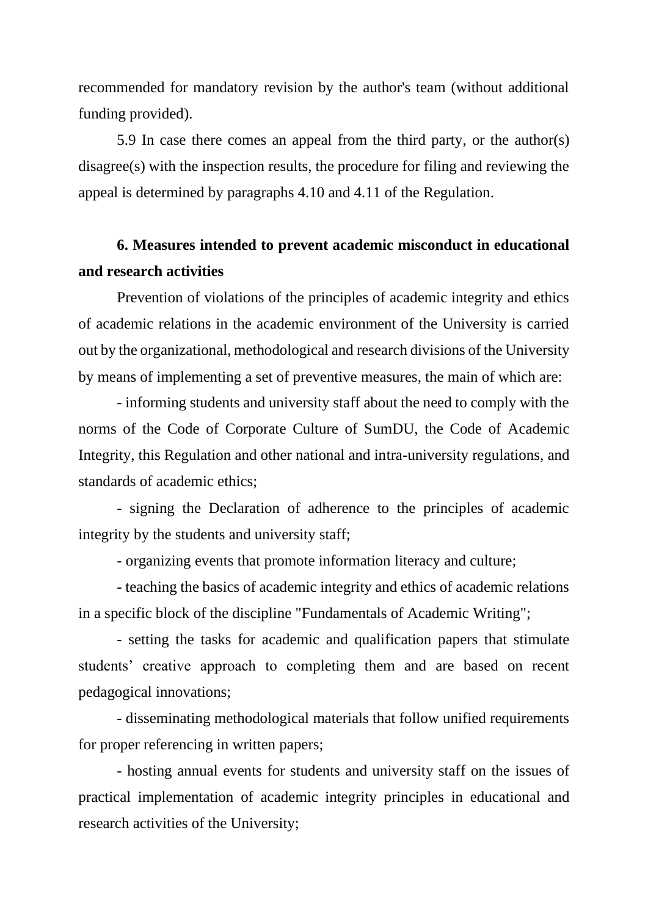recommended for mandatory revision by the author's team (without additional funding provided).

5.9 In case there comes an appeal from the third party, or the author(s) disagree(s) with the inspection results, the procedure for filing and reviewing the appeal is determined by paragraphs 4.10 and 4.11 of the Regulation.

## 6. Measures intended to prevent academic misconduct in educational and research activities

Prevention of violations of the principles of academic integrity and ethics of academic relations in the academic environment of the University is carried out by the organizational, methodological and research divisions of the University by means of implementing a set of preventive measures, the main of which are:

- informing students and university staff about the need to comply with the norms of the Code of Corporate Culture of SumDU, the Code of Academic Integrity, this Regulation and other national and intra-university regulations, and standards of academic ethics;
- signing the Declaration of adherence to the principles of academic integrity by the students and university staff;
- organizing events that promote information literacy and culture;
- teaching the basics of academic integrity and ethics of academic relations in a specific block of the discipline "Fundamentals of Academic Writing";
- setting the tasks for academic and qualification papers that stimulate students' creative approach to completing them and are based on recent pedagogical innovations;
- disseminating methodological materials that follow unified requirements for proper referencing in written papers;
- hosting annual events for students and university staff on the issues of practical implementation of academic integrity principles in educational and research activities of the University;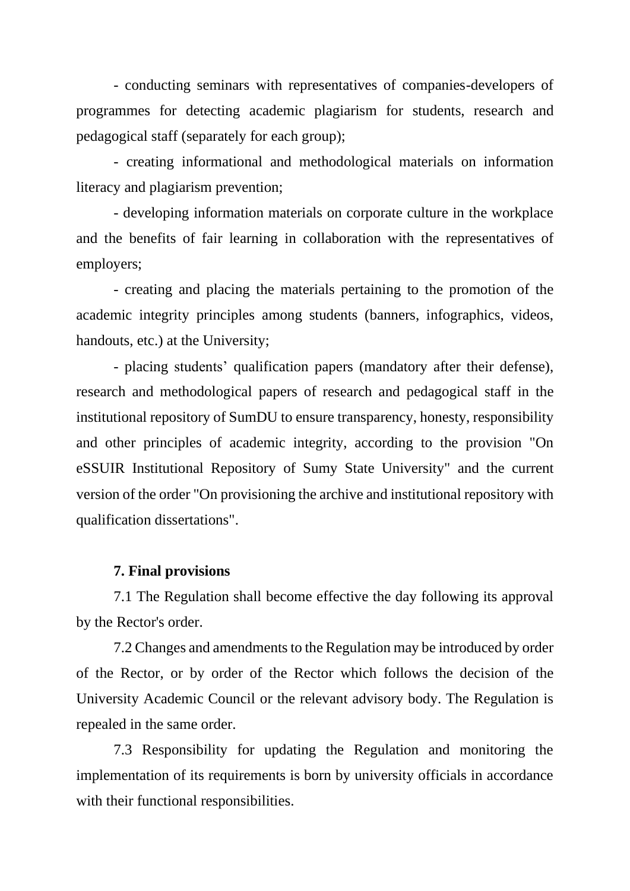- conducting seminars with representatives of companies-developers of programmes for detecting academic plagiarism for students, research and pedagogical staff (separately for each group);

- creating informational and methodological materials on information literacy and plagiarism prevention;

- developing information materials on corporate culture in the workplace and the benefits of fair learning in collaboration with the representatives of employers;

- creating and placing the materials pertaining to the promotion of the academic integrity principles among students (banners, infographics, videos, handouts, etc.) at the University;

- placing students' qualification papers (mandatory after their defense), research and methodological papers of research and pedagogical staff in the institutional repository of SumDU to ensure transparency, honesty, responsibility and other principles of academic integrity, according to the provision "On eSSUIR Institutional Repository of Sumy State University" and the current version of the order "On provisioning the archive and institutional repository with qualification dissertations".

## 7. Final provisions

7.1 The Regulation shall become effective the day following its approval by the Rector's order.

7.2 Changes and amendments to the Regulation may be introduced by order of the Rector, or by order of the Rector which follows the decision of the University Academic Council or the relevant advisory body. The Regulation is repealed in the same order.

7.3 Responsibility for updating the Regulation and monitoring the implementation of its requirements is born by university officials in accordance with their functional responsibilities.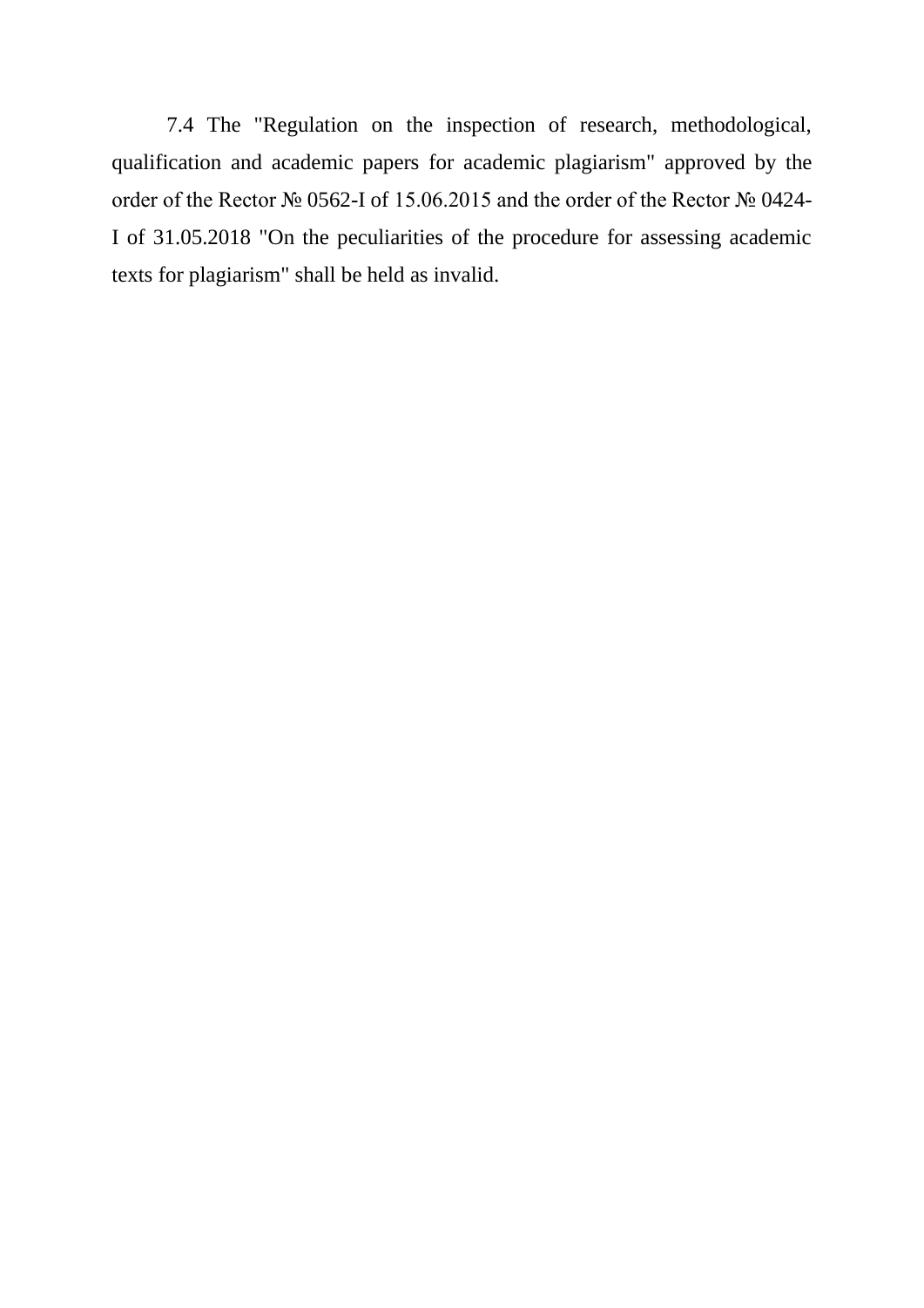7.4 The "Regulation on the inspection of research, methodological, qualification and academic papers for academic plagiarism" approved by the order of the Rector № 0562-I of 15.06.2015 and the order of the Rector № 0424-I of 31.05.2018 "On the peculiarities of the procedure for assessing academic texts for plagiarism" shall be held as invalid.